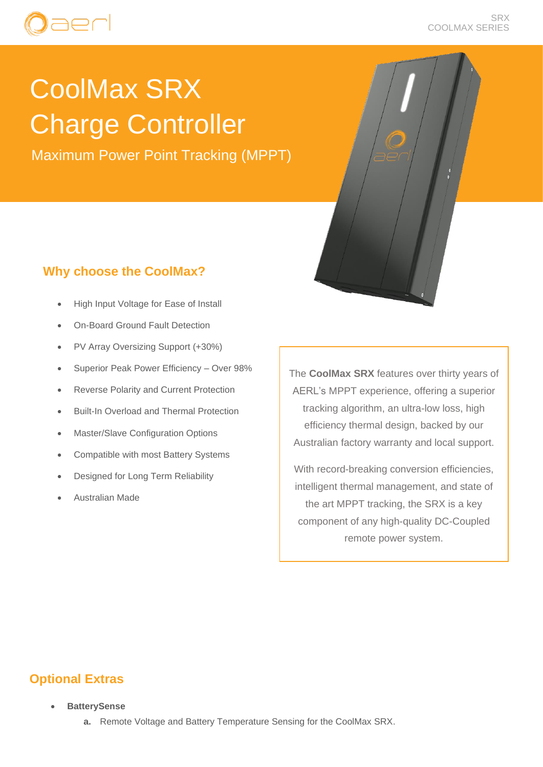# CoolMax SRX Charge Controller

Maximum Power Point Tracking (MPPT)

## Why choose the CoolMax?

- High Input Voltage for Ease of Install
- On-Board Ground Fault Detection
- PV Array Oversizing Support (+30%)
- Superior Peak Power Efficiency – Over 98%
- Reverse Polarity and Current Protection
- Built-In Overload and Thermal Protection
- Master/Slave Configuration Options
- Compatible with most Battery Systems
- Designed for Long Term Reliability
- Australian Made

The **CoolMax SRX** features over thirty years of AERL's MPPT experience, offering a superior tracking algorithm, an ultra-low loss, high efficiency thermal design, backed by our Australian factory warranty and local support.

With record-breaking conversion efficiencies, intelligent thermal management, and state of the art MPPT tracking, the SRX is a key component of any high-quality DC-Coupled remote power system.

## Optional Extras

- **BatterySense**
  a. Remote Voltage and Battery Temperature Sensing for the CoolMax SRX.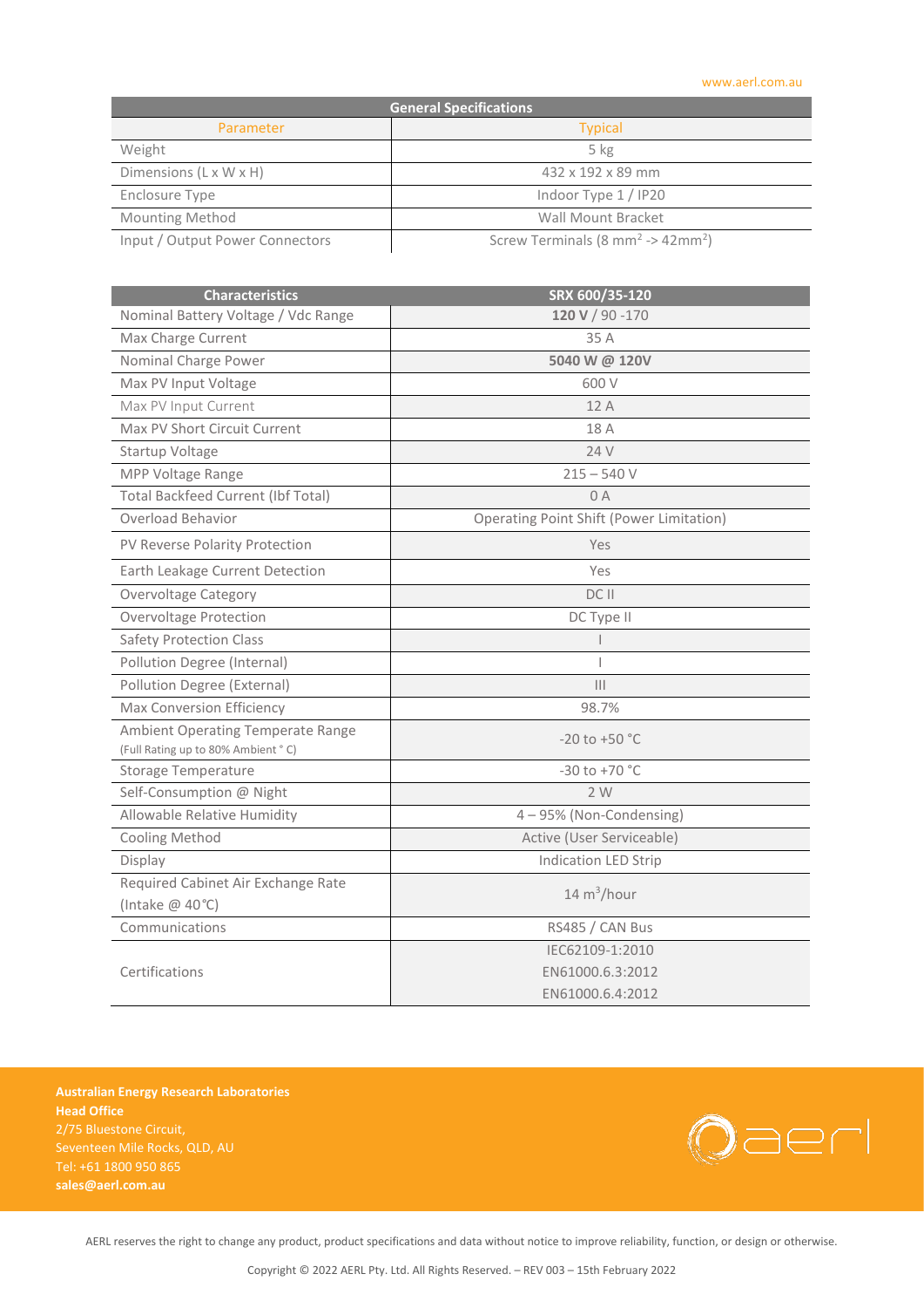| General Specifications | |
|---|---|
| Parameter | Typical |
| Weight | 5 kg |
| Dimensions (L x W x H) | 432 x 192 x 89 mm |
| Enclosure Type | Indoor Type 1 / IP20 |
| Mounting Method | Wall Mount Bracket |
| Input / Output Power Connectors | Screw Terminals (8 $mm^2$ -> 42$mm^2$) |

| Characteristics | SRX 600/35-120 |
|---|---|
| Nominal Battery Voltage / Vdc Range | **120 V** / 90 -170 |
| Max Charge Current | 35 A |
| Nominal Charge Power | **5040 W @ 120V** |
| Max PV Input Voltage | 600 V |
| Max PV Input Current | 12 A |
| Max PV Short Circuit Current | 18 A |
| Startup Voltage | 24 V |
| MPP Voltage Range | 215 – 540 V |
| Total Backfeed Current (Ibf Total) | 0 A |
| Overload Behavior | Operating Point Shift (Power Limitation) |
| PV Reverse Polarity Protection | Yes |
| Earth Leakage Current Detection | Yes |
| Overvoltage Category | DC II |
| Overvoltage Protection | DC Type II |
| Safety Protection Class | I |
| Pollution Degree (Internal) | I |
| Pollution Degree (External) | III |
| Max Conversion Efficiency | 98.7% |
| Ambient Operating Temperate Range (Full Rating up to 80% Ambient ° C) | -20 to +50 °C |
| Storage Temperature | -30 to +70 °C |
| Self-Consumption @ Night | 2 W |
| Allowable Relative Humidity | 4 – 95% (Non-Condensing) |
| Cooling Method | Active (User Serviceable) |
| Display | Indication LED Strip |
| Required Cabinet Air Exchange Rate (Intake @ 40°C) | 14 $m^3$/hour |
| Communications | RS485 / CAN Bus |
| Certifications | IEC62109-1:2010<br>EN61000.6.3:2012<br>EN61000.6.4:2012 |

**Australian Energy Research Laboratories**
**Head Office**
2/75 Bluestone Circuit,
Seventeen Mile Rocks, QLD, AU
Tel: +61 1800 950 865
**sales@aerl.com.au**

AERL reserves the right to change any product, product specifications and data without notice to improve reliability, function, or design or otherwise.

Copyright © 2022 AERL Pty. Ltd. All Rights Reserved. – REV 003 – 15th February 2022